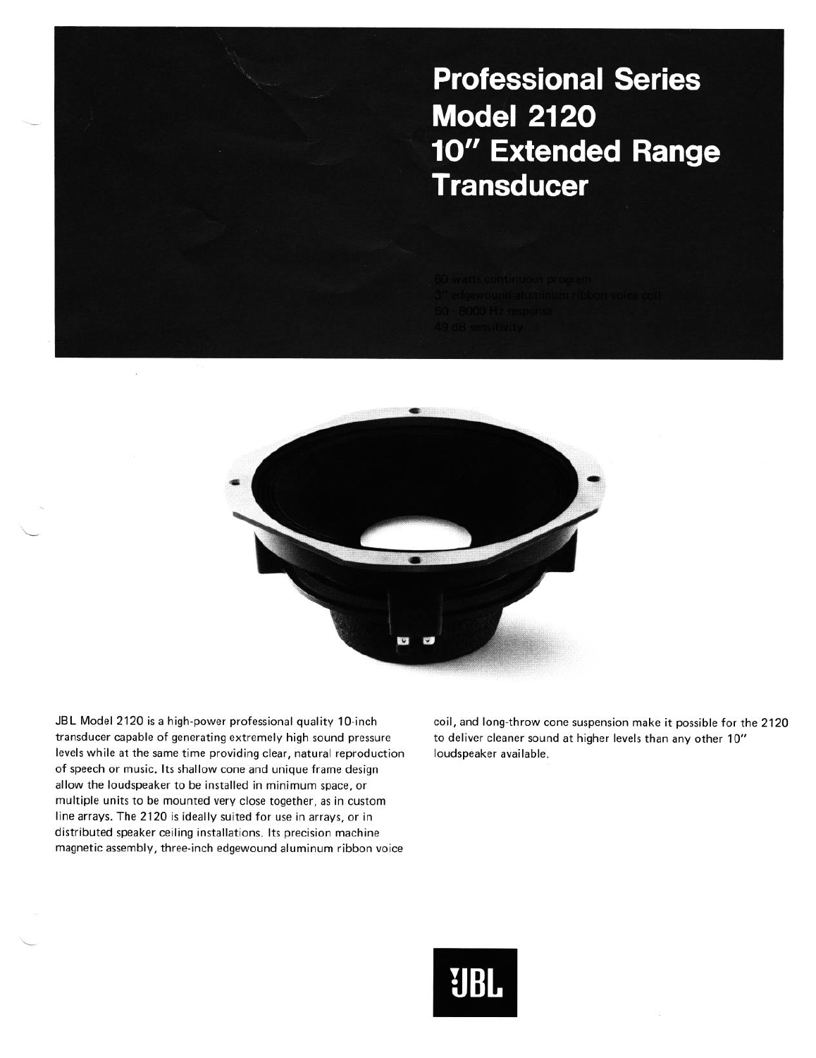# Professional Series Model 2120 10" Extended Range Transducer

60 watts continuous program
3" edgewound aluminum ribbon voice coil
50 - 8000 Hz response
49 dB sensitivity

JBL Model 2120 is a high-power professional quality 10-inch transducer capable of generating extremely high sound pressure levels while at the same time providing clear, natural reproduction of speech or music. Its shallow cone and unique frame design allow the loudspeaker to be installed in minimum space, or multiple units to be mounted very close together, as in custom line arrays. The 2120 is ideally suited for use in arrays, or in distributed speaker ceiling installations. Its precision machine magnetic assembly, three-inch edgewound aluminum ribbon voice coil, and long-throw cone suspension make it possible for the 2120 to deliver cleaner sound at higher levels than any other 10" loudspeaker available.

JBL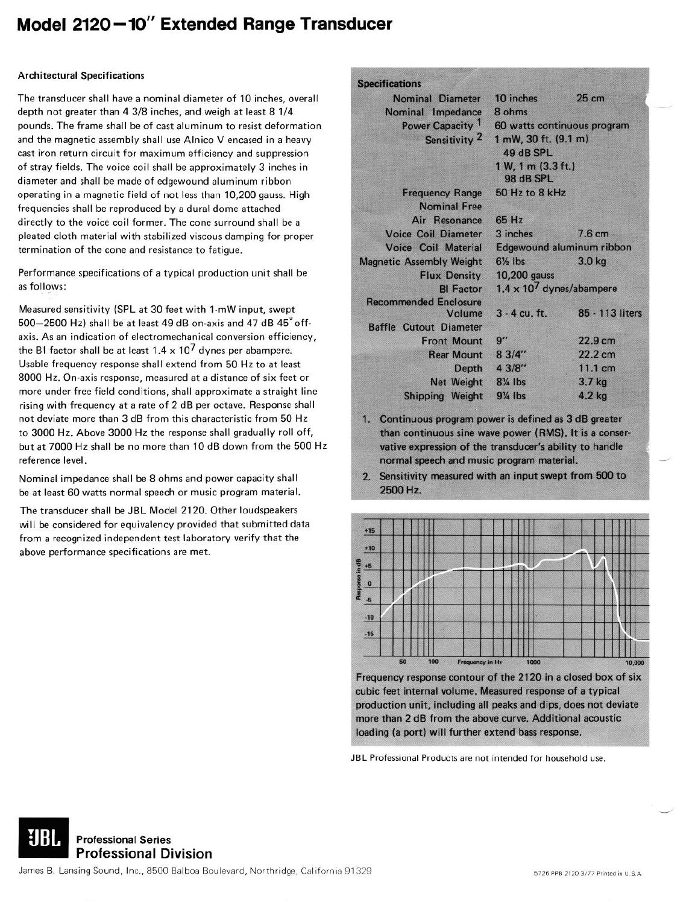# Model 2120 — 10″ Extended Range Transducer

## Architectural Specifications

The transducer shall have a nominal diameter of 10 inches, overall depth not greater than 4 3/8 inches, and weigh at least 8 1/4 pounds. The frame shall be of cast aluminum to resist deformation and the magnetic assembly shall use Alnico V encased in a heavy cast iron return circuit for maximum efficiency and suppression of stray fields. The voice coil shall be approximately 3 inches in diameter and shall be made of edgewound aluminum ribbon operating in a magnetic field of not less than 10,200 gauss. High frequencies shall be reproduced by a dural dome attached directly to the voice coil former. The cone surround shall be a pleated cloth material with stabilized viscous damping for proper termination of the cone and resistance to fatigue.

Performance specifications of a typical production unit shall be as follows:

Measured sensitivity (SPL at 30 feet with 1-mW input, swept 500–2500 Hz) shall be at least 49 dB on-axis and 47 dB 45° off-axis. As an indication of electromechanical conversion efficiency, the Bl factor shall be at least $1.4 \times 10^7$ dynes per abampere. Usable frequency response shall extend from 50 Hz to at least 8000 Hz. On-axis response, measured at a distance of six feet or more under free field conditions, shall approximate a straight line rising with frequency at a rate of 2 dB per octave. Response shall not deviate more than 3 dB from this characteristic from 50 Hz to 3000 Hz. Above 3000 Hz the response shall gradually roll off, but at 7000 Hz shall be no more than 10 dB down from the 500 Hz reference level.

Nominal impedance shall be 8 ohms and power capacity shall be at least 60 watts normal speech or music program material.

The transducer shall be JBL Model 2120. Other loudspeakers will be considered for equivalency provided that submitted data from a recognized independent test laboratory verify that the above performance specifications are met.

## Specifications

| | | |
|---|---|---|
| Nominal Diameter | 10 inches | 25 cm |
| Nominal Impedance | 8 ohms | |
| Power Capacity [1] | 60 watts continuous program | |
| Sensitivity [2] | 1 mW, 30 ft. (9.1 m) 49 dB SPL | |
| | 1 W, 1 m (3.3 ft.) 98 dB SPL | |
| Frequency Range | 50 Hz to 8 kHz | |
| Nominal Free Air Resonance | 65 Hz | |
| Voice Coil Diameter | 3 inches | 7.6 cm |
| Voice Coil Material | Edgewound aluminum ribbon | |
| Magnetic Assembly Weight | 6½ lbs | 3.0 kg |
| Flux Density | 10,200 gauss | |
| Bl Factor | $1.4 \times 10^7$ dynes/abampere | |
| Recommended Enclosure Volume | 3 - 4 cu. ft. | 85 - 113 liters |
| Baffle Cutout Diameter | | |
| Front Mount | 9″ | 22.9 cm |
| Rear Mount | 8 3/4″ | 22.2 cm |
| Depth | 4 3/8″ | 11.1 cm |
| Net Weight | 8¼ lbs | 3.7 kg |
| Shipping Weight | 9¼ lbs | 4.2 kg |

1. Continuous program power is defined as 3 dB greater than continuous sine wave power (RMS). It is a conservative expression of the transducer's ability to handle normal speech and music program material.
2. Sensitivity measured with an input swept from 500 to 2500 Hz.

Response in dB
+15
+10
+5
0
-5
-10
-15
50
100
Frequency in Hz
1000
10,000

Frequency response contour of the 2120 in a closed box of six cubic feet internal volume. Measured response of a typical production unit, including all peaks and dips, does not deviate more than 2 dB from the above curve. Additional acoustic loading (a port) will further extend bass response.

JBL Professional Products are not intended for household use.

**JBL** Professional Series
**Professional Division**

James B. Lansing Sound, Inc., 8500 Balboa Boulevard, Northridge, California 91329

5726 PPB 2120 3/77 Printed in U.S.A.